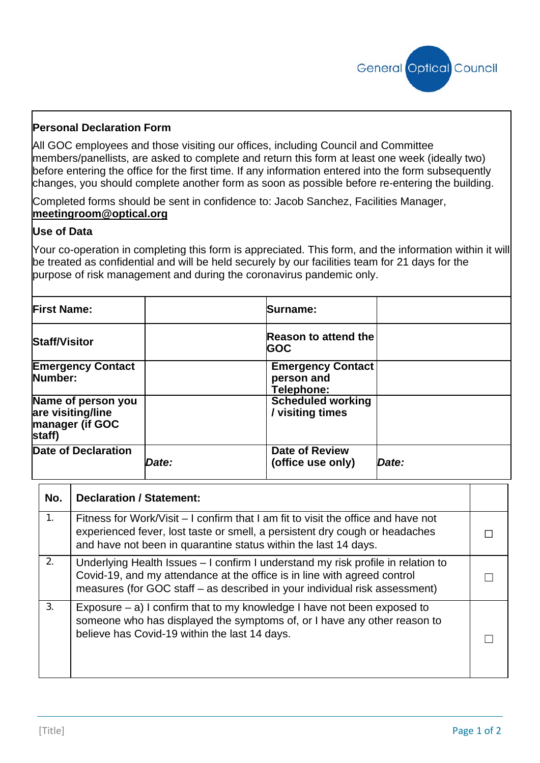General Optical Council

## Personal Declaration Form

All GOC employees and those visiting our offices, including Council and Committee members/panellists, are asked to complete and return this form at least one week (ideally two) before entering the office for the first time. If any information entered into the form subsequently changes, you should complete another form as soon as possible before re-entering the building.

Completed forms should be sent in confidence to: Jacob Sanchez, Facilities Manager, **meetingroom@optical.org**

## Use of Data

Your co-operation in completing this form is appreciated. This form, and the information within it will be treated as confidential and will be held securely by our facilities team for 21 days for the purpose of risk management and during the coronavirus pandemic only.

| **First Name:** | | **Surname:** | |
|---|---|---|---|
| **Staff/Visitor** | | **Reason to attend the GOC** | |
| **Emergency Contact Number:** | | **Emergency Contact person and Telephone:** | |
| **Name of person you are visiting/line manager (if GOC staff)** | | **Scheduled working / visiting times** | |
| **Date of Declaration** | ***Date:*** | **Date of Review (office use only)** | ***Date:*** |

| **No.** | **Declaration / Statement:** | |
|---|---|---|
| 1. | Fitness for Work/Visit – I confirm that I am fit to visit the office and have not experienced fever, lost taste or smell, a persistent dry cough or headaches and have not been in quarantine status within the last 14 days. | ☐ |
| 2. | Underlying Health Issues – I confirm I understand my risk profile in relation to Covid-19, and my attendance at the office is in line with agreed control measures (for GOC staff – as described in your individual risk assessment) | ☐ |
| 3. | Exposure – a) I confirm that to my knowledge I have not been exposed to someone who has displayed the symptoms of, or I have any other reason to believe has Covid-19 within the last 14 days. | ☐ |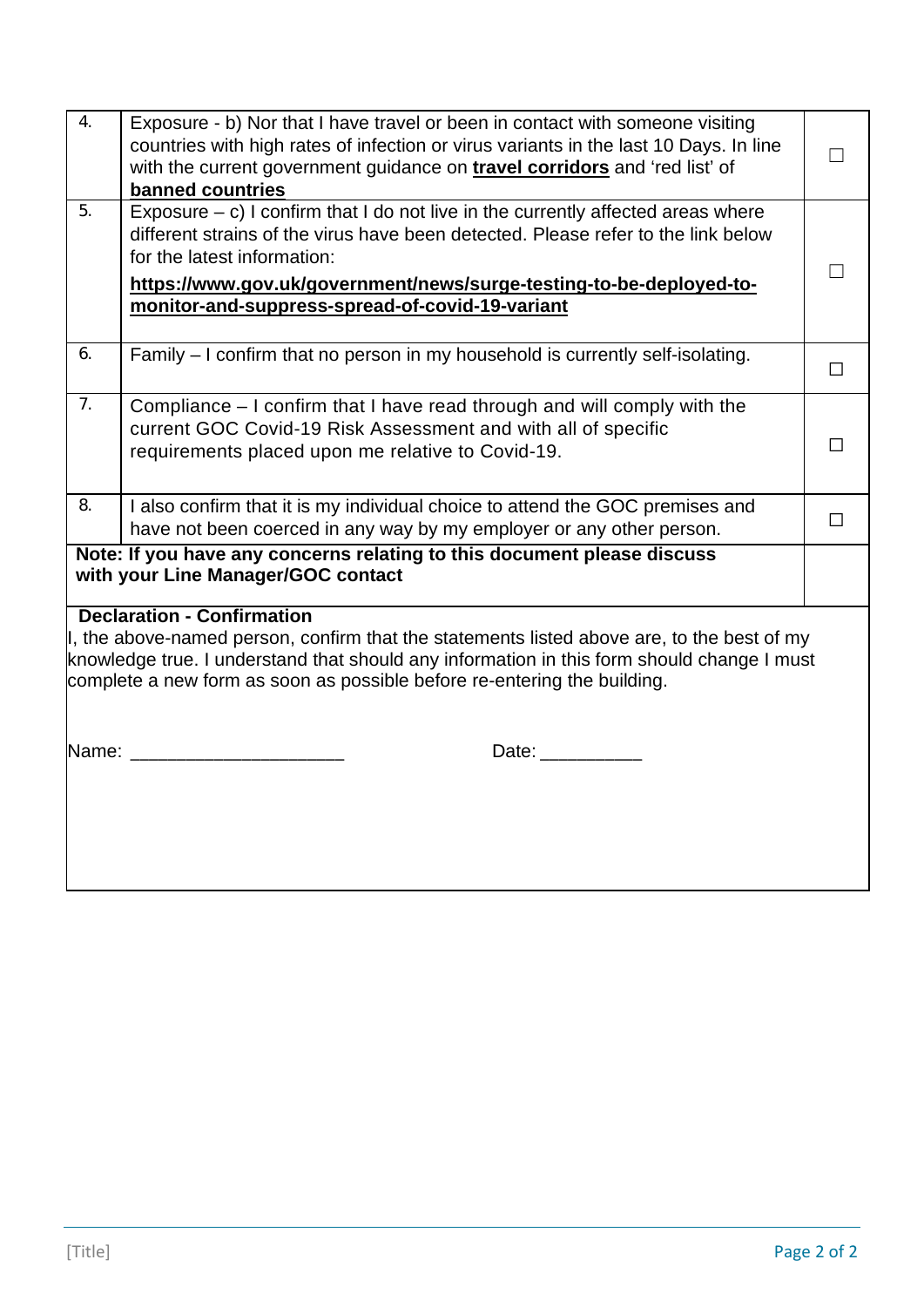| | | |
|---|---|---|
| 4. | Exposure - b) Nor that I have travel or been in contact with someone visiting countries with high rates of infection or virus variants in the last 10 Days. In line with the current government guidance on **travel corridors** and 'red list' of **banned countries** | ☐ |
| 5. | Exposure – c) I confirm that I do not live in the currently affected areas where different strains of the virus have been detected. Please refer to the link below for the latest information: **https://www.gov.uk/government/news/surge-testing-to-be-deployed-to-monitor-and-suppress-spread-of-covid-19-variant** | ☐ |
| 6. | Family – I confirm that no person in my household is currently self-isolating. | ☐ |
| 7. | Compliance – I confirm that I have read through and will comply with the current GOC Covid-19 Risk Assessment and with all of specific requirements placed upon me relative to Covid-19. | ☐ |
| 8. | I also confirm that it is my individual choice to attend the GOC premises and have not been coerced in any way by my employer or any other person. | ☐ |
| **Note: If you have any concerns relating to this document please discuss with your Line Manager/GOC contact** | | |

**Declaration - Confirmation**

I, the above-named person, confirm that the statements listed above are, to the best of my knowledge true. I understand that should any information in this form should change I must complete a new form as soon as possible before re-entering the building.

Name: ____________________ Date: __________